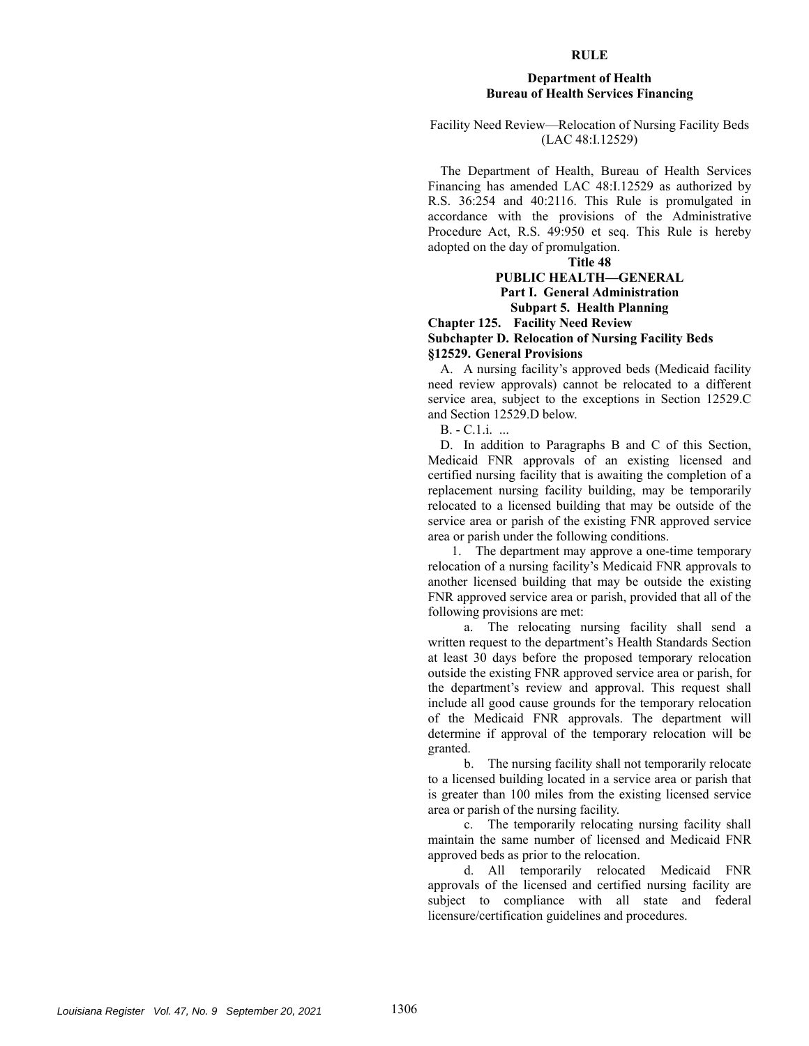## RULE

### Department of Health
### Bureau of Health Services Financing

Facility Need Review—Relocation of Nursing Facility Beds (LAC 48:I.12529)

The Department of Health, Bureau of Health Services Financing has amended LAC 48:I.12529 as authorized by R.S. 36:254 and 40:2116. This Rule is promulgated in accordance with the provisions of the Administrative Procedure Act, R.S. 49:950 et seq. This Rule is hereby adopted on the day of promulgation.

**Title 48**
**PUBLIC HEALTH—GENERAL**
**Part I. General Administration**
**Subpart 5. Health Planning**

**Chapter 125. Facility Need Review**

**Subchapter D. Relocation of Nursing Facility Beds**

**§12529. General Provisions**

A. A nursing facility's approved beds (Medicaid facility need review approvals) cannot be relocated to a different service area, subject to the exceptions in Section 12529.C and Section 12529.D below.

B. - C.1.i. ...

D. In addition to Paragraphs B and C of this Section, Medicaid FNR approvals of an existing licensed and certified nursing facility that is awaiting the completion of a replacement nursing facility building, may be temporarily relocated to a licensed building that may be outside of the service area or parish of the existing FNR approved service area or parish under the following conditions.

1. The department may approve a one-time temporary relocation of a nursing facility's Medicaid FNR approvals to another licensed building that may be outside the existing FNR approved service area or parish, provided that all of the following provisions are met:

a. The relocating nursing facility shall send a written request to the department's Health Standards Section at least 30 days before the proposed temporary relocation outside the existing FNR approved service area or parish, for the department's review and approval. This request shall include all good cause grounds for the temporary relocation of the Medicaid FNR approvals. The department will determine if approval of the temporary relocation will be granted.

b. The nursing facility shall not temporarily relocate to a licensed building located in a service area or parish that is greater than 100 miles from the existing licensed service area or parish of the nursing facility.

c. The temporarily relocating nursing facility shall maintain the same number of licensed and Medicaid FNR approved beds as prior to the relocation.

d. All temporarily relocated Medicaid FNR approvals of the licensed and certified nursing facility are subject to compliance with all state and federal licensure/certification guidelines and procedures.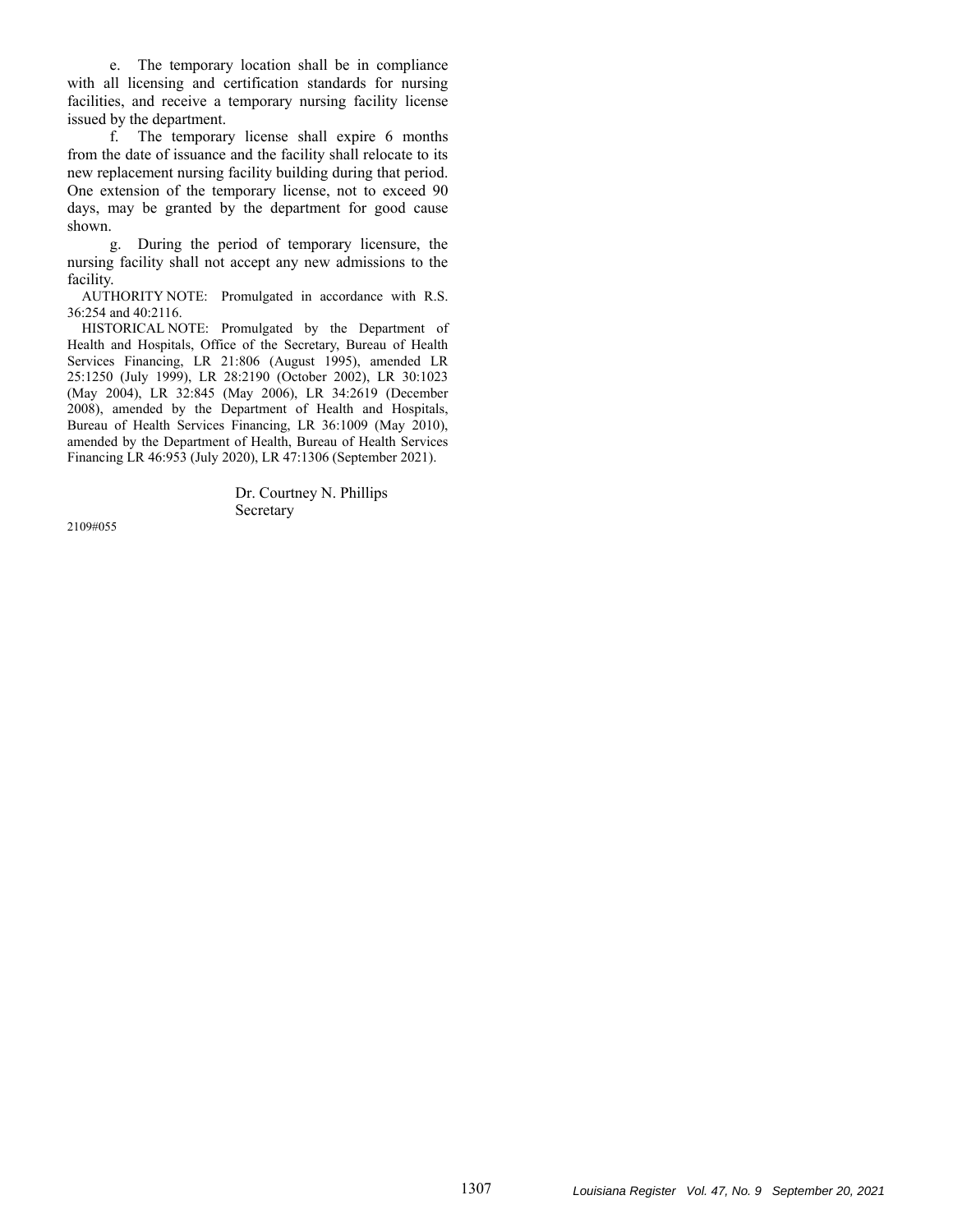e. The temporary location shall be in compliance with all licensing and certification standards for nursing facilities, and receive a temporary nursing facility license issued by the department.

f. The temporary license shall expire 6 months from the date of issuance and the facility shall relocate to its new replacement nursing facility building during that period. One extension of the temporary license, not to exceed 90 days, may be granted by the department for good cause shown.

g. During the period of temporary licensure, the nursing facility shall not accept any new admissions to the facility.

AUTHORITY NOTE: Promulgated in accordance with R.S. 36:254 and 40:2116.

HISTORICAL NOTE: Promulgated by the Department of Health and Hospitals, Office of the Secretary, Bureau of Health Services Financing, LR 21:806 (August 1995), amended LR 25:1250 (July 1999), LR 28:2190 (October 2002), LR 30:1023 (May 2004), LR 32:845 (May 2006), LR 34:2619 (December 2008), amended by the Department of Health and Hospitals, Bureau of Health Services Financing, LR 36:1009 (May 2010), amended by the Department of Health, Bureau of Health Services Financing LR 46:953 (July 2020), LR 47:1306 (September 2021).

Dr. Courtney N. Phillips
Secretary

2109#055